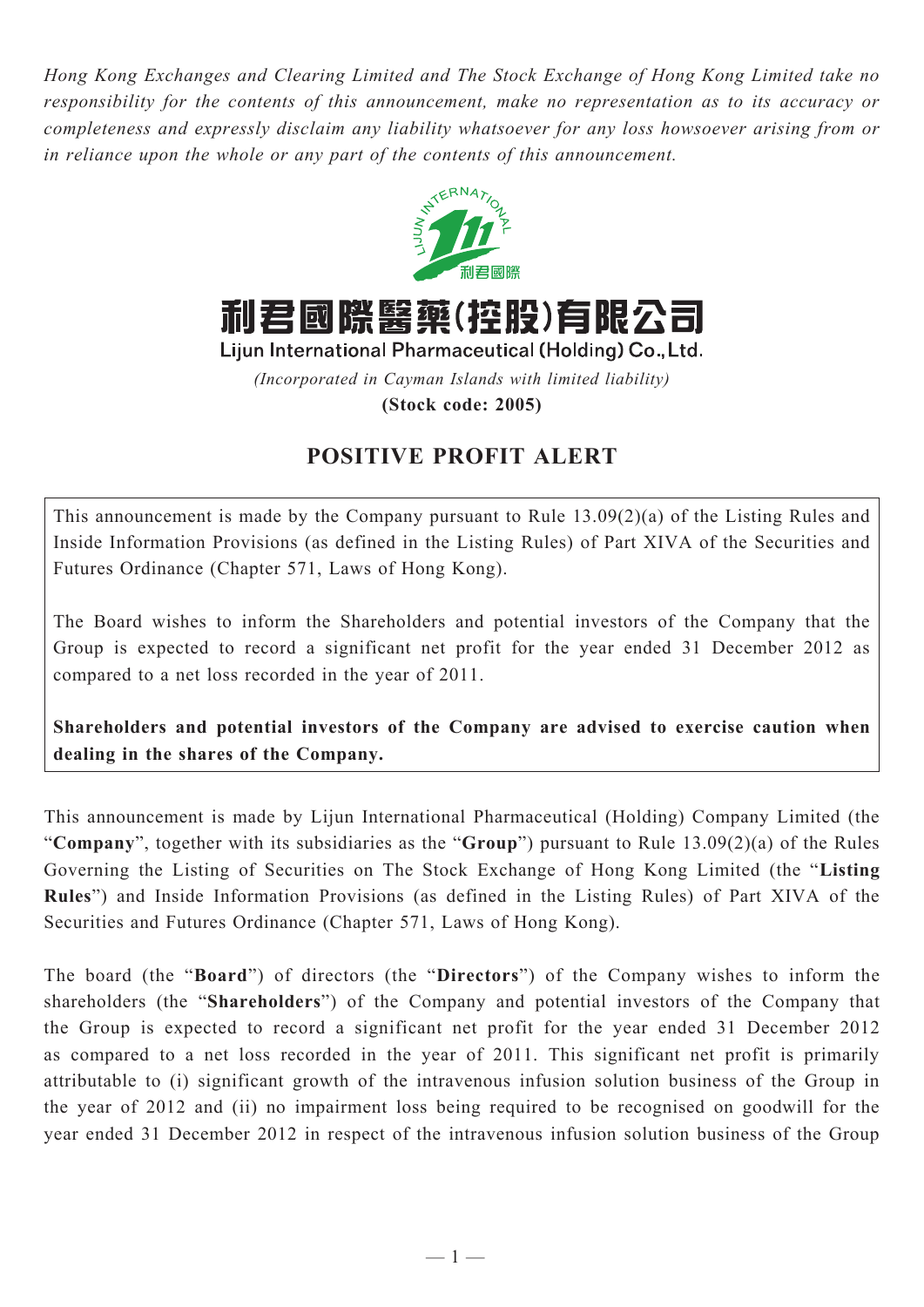*Hong Kong Exchanges and Clearing Limited and The Stock Exchange of Hong Kong Limited take no responsibility for the contents of this announcement, make no representation as to its accuracy or completeness and expressly disclaim any liability whatsoever for any loss howsoever arising from or in reliance upon the whole or any part of the contents of this announcement.*

# 利君國際醫藥(控股)有限公司

**Lijun International Pharmaceutical (Holding) Co., Ltd.**

*(Incorporated in Cayman Islands with limited liability)*

**(Stock code: 2005)**

## POSITIVE PROFIT ALERT

This announcement is made by the Company pursuant to Rule 13.09(2)(a) of the Listing Rules and Inside Information Provisions (as defined in the Listing Rules) of Part XIVA of the Securities and Futures Ordinance (Chapter 571, Laws of Hong Kong).

The Board wishes to inform the Shareholders and potential investors of the Company that the Group is expected to record a significant net profit for the year ended 31 December 2012 as compared to a net loss recorded in the year of 2011.

**Shareholders and potential investors of the Company are advised to exercise caution when dealing in the shares of the Company.**

This announcement is made by Lijun International Pharmaceutical (Holding) Company Limited (the "**Company**", together with its subsidiaries as the "**Group**") pursuant to Rule 13.09(2)(a) of the Rules Governing the Listing of Securities on The Stock Exchange of Hong Kong Limited (the "**Listing Rules**") and Inside Information Provisions (as defined in the Listing Rules) of Part XIVA of the Securities and Futures Ordinance (Chapter 571, Laws of Hong Kong).

The board (the "**Board**") of directors (the "**Directors**") of the Company wishes to inform the shareholders (the "**Shareholders**") of the Company and potential investors of the Company that the Group is expected to record a significant net profit for the year ended 31 December 2012 as compared to a net loss recorded in the year of 2011. This significant net profit is primarily attributable to (i) significant growth of the intravenous infusion solution business of the Group in the year of 2012 and (ii) no impairment loss being required to be recognised on goodwill for the year ended 31 December 2012 in respect of the intravenous infusion solution business of the Group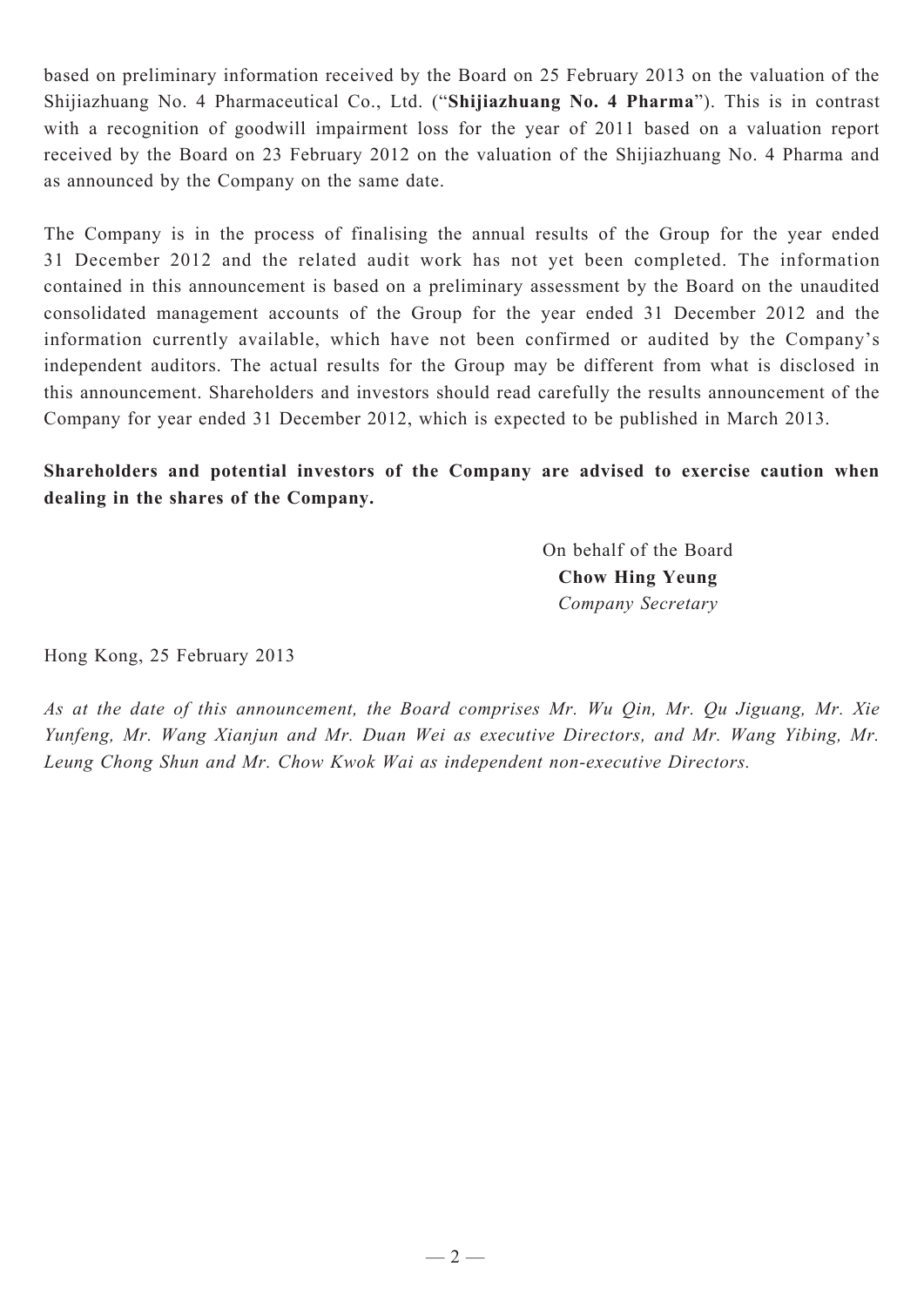based on preliminary information received by the Board on 25 February 2013 on the valuation of the Shijiazhuang No. 4 Pharmaceutical Co., Ltd. ("**Shijiazhuang No. 4 Pharma**"). This is in contrast with a recognition of goodwill impairment loss for the year of 2011 based on a valuation report received by the Board on 23 February 2012 on the valuation of the Shijiazhuang No. 4 Pharma and as announced by the Company on the same date.

The Company is in the process of finalising the annual results of the Group for the year ended 31 December 2012 and the related audit work has not yet been completed. The information contained in this announcement is based on a preliminary assessment by the Board on the unaudited consolidated management accounts of the Group for the year ended 31 December 2012 and the information currently available, which have not been confirmed or audited by the Company's independent auditors. The actual results for the Group may be different from what is disclosed in this announcement. Shareholders and investors should read carefully the results announcement of the Company for year ended 31 December 2012, which is expected to be published in March 2013.

**Shareholders and potential investors of the Company are advised to exercise caution when dealing in the shares of the Company.**

On behalf of the Board
**Chow Hing Yeung**
*Company Secretary*

Hong Kong, 25 February 2013

*As at the date of this announcement, the Board comprises Mr. Wu Qin, Mr. Qu Jiguang, Mr. Xie Yunfeng, Mr. Wang Xianjun and Mr. Duan Wei as executive Directors, and Mr. Wang Yibing, Mr. Leung Chong Shun and Mr. Chow Kwok Wai as independent non-executive Directors.*